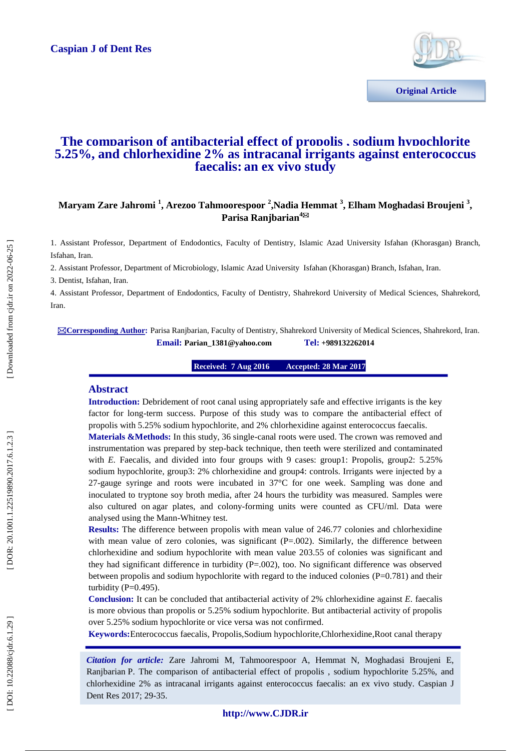Caspian J of Dent Res

Original Article

# The comparison of antibacterial effect of propolis , sodium hypochlorite 5.25%, and chlorhexidine 2% as intracanal irrigants against enterococcus faecalis: an ex vivo study

**Maryam Zare Jahromi [1], Arezoo Tahmoorespoor [2], Nadia Hemmat [3], Elham Moghadasi Broujeni [3], Parisa Ranjbarian[4]✉**

1. Assistant Professor, Department of Endodontics, Faculty of Dentistry, Islamic Azad University Isfahan (Khorasgan) Branch, Isfahan, Iran.

2. Assistant Professor, Department of Microbiology, Islamic Azad University Isfahan (Khorasgan) Branch, Isfahan, Iran.

3. Dentist, Isfahan, Iran.

4. Assistant Professor, Department of Endodontics, Faculty of Dentistry, Shahrekord University of Medical Sciences, Shahrekord, Iran.

✉**Corresponding Author:** Parisa Ranjbarian, Faculty of Dentistry, Shahrekord University of Medical Sciences, Shahrekord, Iran.
**Email:** **Parian_1381@yahoo.com** **Tel:** **+989132262014**

**Received: 7 Aug 2016 Accepted: 28 Mar 2017**

## Abstract

**Introduction:** Debridement of root canal using appropriately safe and effective irrigants is the key factor for long-term success. Purpose of this study was to compare the antibacterial effect of propolis with 5.25% sodium hypochlorite, and 2% chlorhexidine against enterococcus faecalis.

**Materials &Methods:** In this study, 36 single-canal roots were used. The crown was removed and instrumentation was prepared by step-back technique, then teeth were sterilized and contaminated with *E.* Faecalis, and divided into four groups with 9 cases: group1: Propolis, group2: 5.25% sodium hypochlorite, group3: 2% chlorhexidine and group4: controls. Irrigants were injected by a 27-gauge syringe and roots were incubated in 37°C for one week. Sampling was done and inoculated to tryptone soy broth media, after 24 hours the turbidity was measured. Samples were also cultured on agar plates, and colony-forming units were counted as CFU/ml. Data were analysed using the Mann-Whitney test.

**Results:** The difference between propolis with mean value of 246.77 colonies and chlorhexidine with mean value of zero colonies, was significant (P=.002). Similarly, the difference between chlorhexidine and sodium hypochlorite with mean value 203.55 of colonies was significant and they had significant difference in turbidity (P=.002), too. No significant difference was observed between propolis and sodium hypochlorite with regard to the induced colonies (P=0.781) and their turbidity (P=0.495).

**Conclusion:** It can be concluded that antibacterial activity of 2% chlorhexidine against *E.* faecalis is more obvious than propolis or 5.25% sodium hypochlorite. But antibacterial activity of propolis over 5.25% sodium hypochlorite or vice versa was not confirmed.

**Keywords:** Enterococcus faecalis, Propolis, Sodium hypochlorite, Chlorhexidine, Root canal therapy

***Citation for article:*** Zare Jahromi M, Tahmoorespoor A, Hemmat N, Moghadasi Broujeni E, Ranjbarian P. The comparison of antibacterial effect of propolis , sodium hypochlorite 5.25%, and chlorhexidine 2% as intracanal irrigants against enterococcus faecalis: an ex vivo study. Caspian J Dent Res 2017; 29-35.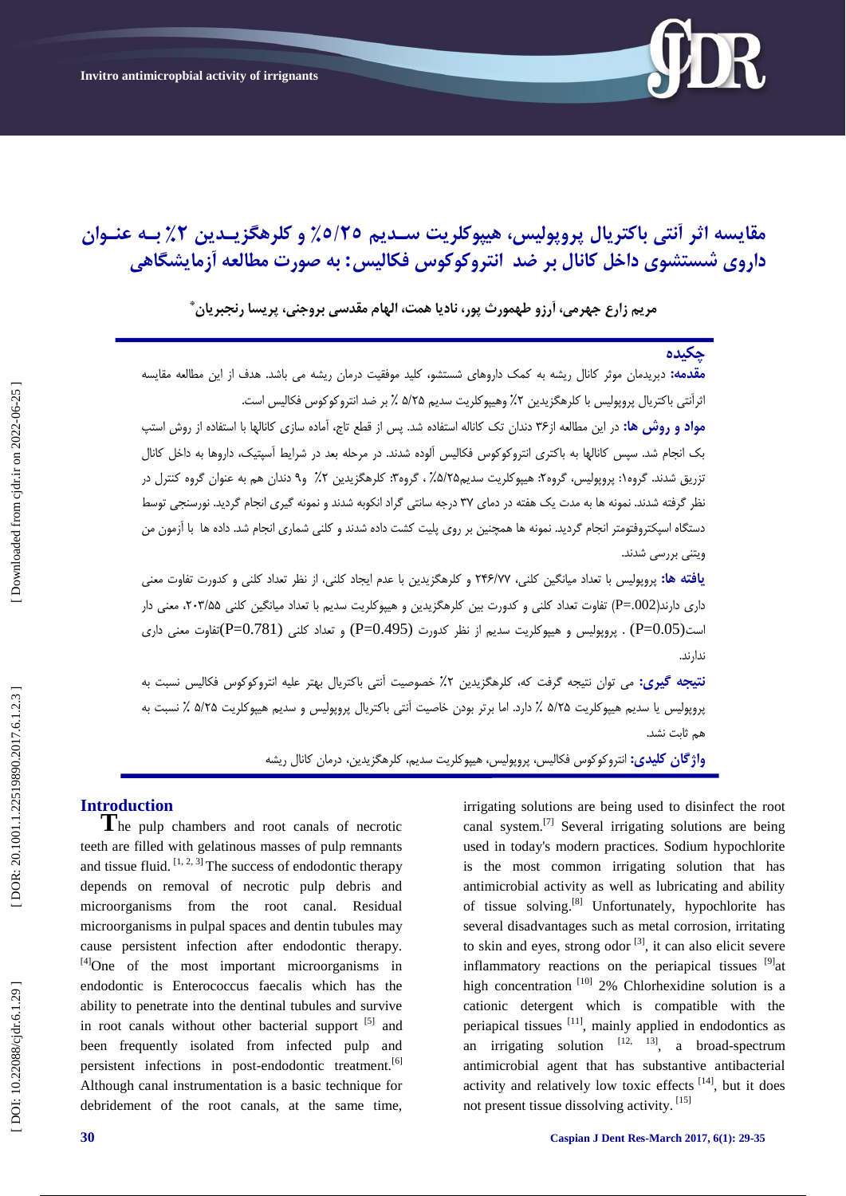# مقایسه اثر آنتی باکتریال پروپولیس، هیپوکلریت سدیم ۵/۲۵٪ و کلرهگزیدین ۲٪ به عنوان داروی شستشوی داخل کانال بر ضد انتروکوکوس فکالیس: به صورت مطالعه آزمایشگاهی

**مریم زارع جهرمی، آرزو طهمورث پور، نادیا همت، الهام مقدسی بروجنی، پریسا رنجبریان***

## چکیده

**مقدمه:** دبریدمان موثر کانال ریشه به کمک داروهای شستشو، کلید موفقیت درمان ریشه می باشد. هدف از این مطالعه مقایسه اثرآنتی باکتریال پروپولیس با کلرهگزیدین ۲٪ وهیپوکلریت سدیم ۵/۲۵ ٪ بر ضد انتروکوکوس فکالیس است.

**مواد و روش ها:** در این مطالعه از۳۶ دندان تک کاناله استفاده شد. پس از قطع تاج، آماده سازی کانالها با استفاده از روش استپ بک انجام شد. سپس کانالها با باکتری انتروکوکوس فکالیس آلوده شدند. در مرحله بعد در شرایط آسپتیک، داروها به داخل کانال تزریق شدند. گروه۱: پروپولیس، گروه۲: هیپوکلریت سدیم۵/۲۵٪ ، گروه۳: کلرهگزیدین ۲٪ و۹ دندان هم به عنوان گروه کنترل در نظر گرفته شدند. نمونه ها به مدت یک هفته در دمای ۳۷ درجه سانتی گراد انکوبه شدند و نمونه گیری انجام گردید. نورسنجی توسط دستگاه اسپکتروفتومتر انجام گردید. نمونه ها همچنین بر روی پلیت کشت داده شدند و کلنی شماری انجام شد. داده ها با آزمون من ویتنی بررسی شدند.

**یافته ها:** پروپولیس با تعداد میانگین کلنی، ۲۴۶/۷۷ و کلرهگزیدین با عدم ایجاد کلنی، از نظر تعداد کلنی و کدورت تفاوت معنی داری دارند(P=.002) تفاوت تعداد کلنی و کدورت بین کلرهگزیدین و هیپوکلریت سدیم با تعداد میانگین کلنی ۲۰۳/۵۵، معنی دار است(P=0.05) . پروپولیس و هیپوکلریت سدیم از نظر کدورت (P=0.495) و تعداد کلنی (P=0.781)تفاوت معنی داری ندارند.

**نتیجه گیری:** می توان نتیجه گرفت که، کلرهگزیدین ۲٪ خصوصیت آنتی باکتریال بهتر علیه انتروکوکوس فکالیس نسبت به پروپولیس یا سدیم هیپوکلریت ۵/۲۵ ٪ دارد. اما برتر بودن خاصیت آنتی باکتریال پروپولیس و سدیم هیپوکلریت ۵/۲۵ ٪ نسبت به هم ثابت نشد.

**واژگان کلیدی:** انتروکوکوس فکالیس، پروپولیس، هیپوکلریت سدیم، کلرهگزیدین، درمان کانال ریشه

## Introduction

The pulp chambers and root canals of necrotic teeth are filled with gelatinous masses of pulp remnants and tissue fluid. [1, 2, 3] The success of endodontic therapy depends on removal of necrotic pulp debris and microorganisms from the root canal. Residual microorganisms in pulpal spaces and dentin tubules may cause persistent infection after endodontic therapy. [4] One of the most important microorganisms in endodontic is Enterococcus faecalis which has the ability to penetrate into the dentinal tubules and survive in root canals without other bacterial support [5] and been frequently isolated from infected pulp and persistent infections in post-endodontic treatment. [6] Although canal instrumentation is a basic technique for debridement of the root canals, at the same time, irrigating solutions are being used to disinfect the root canal system. [7] Several irrigating solutions are being used in today's modern practices. Sodium hypochlorite is the most common irrigating solution that has antimicrobial activity as well as lubricating and ability of tissue solving. [8] Unfortunately, hypochlorite has several disadvantages such as metal corrosion, irritating to skin and eyes, strong odor [3], it can also elicit severe inflammatory reactions on the periapical tissues [9] at high concentration [10] 2% Chlorhexidine solution is a cationic detergent which is compatible with the periapical tissues [11], mainly applied in endodontics as an irrigating solution [12, 13], a broad-spectrum antimicrobial agent that has substantive antibacterial activity and relatively low toxic effects [14], but it does not present tissue dissolving activity. [15]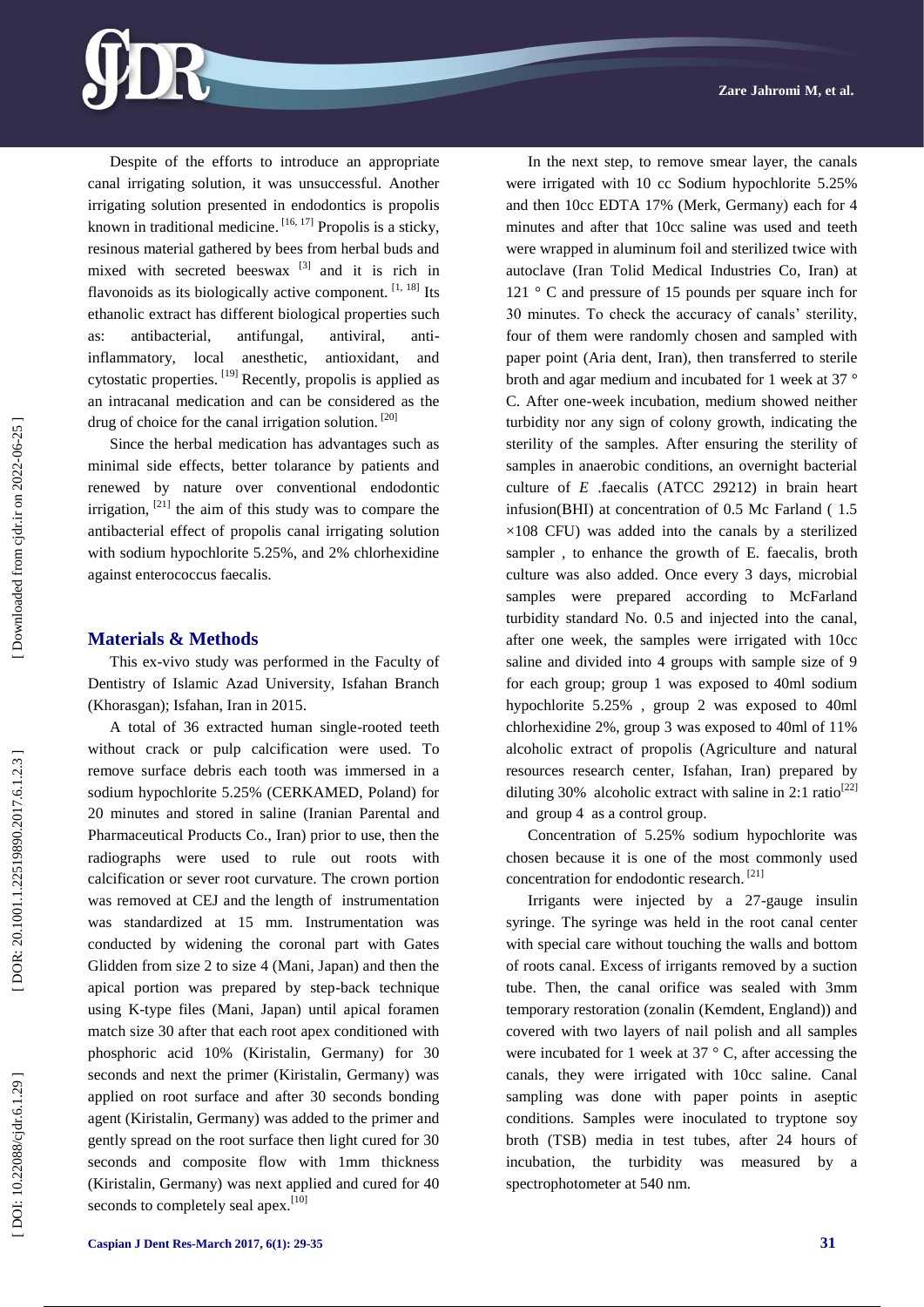Despite of the efforts to introduce an appropriate canal irrigating solution, it was unsuccessful. Another irrigating solution presented in endodontics is propolis known in traditional medicine. [16, 17] Propolis is a sticky, resinous material gathered by bees from herbal buds and mixed with secreted beeswax [3] and it is rich in flavonoids as its biologically active component. [1, 18] Its ethanolic extract has different biological properties such as: antibacterial, antifungal, antiviral, anti-inflammatory, local anesthetic, antioxidant, and cytostatic properties. [19] Recently, propolis is applied as an intracanal medication and can be considered as the drug of choice for the canal irrigation solution. [20]

Since the herbal medication has advantages such as minimal side effects, better tolarance by patients and renewed by nature over conventional endodontic irrigation, [21] the aim of this study was to compare the antibacterial effect of propolis canal irrigating solution with sodium hypochlorite 5.25%, and 2% chlorhexidine against enterococcus faecalis.

## Materials & Methods

This ex-vivo study was performed in the Faculty of Dentistry of Islamic Azad University, Isfahan Branch (Khorasgan); Isfahan, Iran in 2015.

A total of 36 extracted human single-rooted teeth without crack or pulp calcification were used. To remove surface debris each tooth was immersed in a sodium hypochlorite 5.25% (CERKAMED, Poland) for 20 minutes and stored in saline (Iranian Parental and Pharmaceutical Products Co., Iran) prior to use, then the radiographs were used to rule out roots with calcification or sever root curvature. The crown portion was removed at CEJ and the length of instrumentation was standardized at 15 mm. Instrumentation was conducted by widening the coronal part with Gates Glidden from size 2 to size 4 (Mani, Japan) and then the apical portion was prepared by step-back technique using K-type files (Mani, Japan) until apical foramen match size 30 after that each root apex conditioned with phosphoric acid 10% (Kiristalin, Germany) for 30 seconds and next the primer (Kiristalin, Germany) was applied on root surface and after 30 seconds bonding agent (Kiristalin, Germany) was added to the primer and gently spread on the root surface then light cured for 30 seconds and composite flow with 1mm thickness (Kiristalin, Germany) was next applied and cured for 40 seconds to completely seal apex.[10]

In the next step, to remove smear layer, the canals were irrigated with 10 cc Sodium hypochlorite 5.25% and then 10cc EDTA 17% (Merk, Germany) each for 4 minutes and after that 10cc saline was used and teeth were wrapped in aluminum foil and sterilized twice with autoclave (Iran Tolid Medical Industries Co, Iran) at 121 ° C and pressure of 15 pounds per square inch for 30 minutes. To check the accuracy of canals' sterility, four of them were randomly chosen and sampled with paper point (Aria dent, Iran), then transferred to sterile broth and agar medium and incubated for 1 week at 37 ° C. After one-week incubation, medium showed neither turbidity nor any sign of colony growth, indicating the sterility of the samples. After ensuring the sterility of samples in anaerobic conditions, an overnight bacterial culture of *E .faecalis* (ATCC 29212) in brain heart infusion(BHI) at concentration of 0.5 Mc Farland ( 1.5 $\times 108$ CFU) was added into the canals by a sterilized sampler , to enhance the growth of E. faecalis, broth culture was also added. Once every 3 days, microbial samples were prepared according to McFarland turbidity standard No. 0.5 and injected into the canal, after one week, the samples were irrigated with 10cc saline and divided into 4 groups with sample size of 9 for each group; group 1 was exposed to 40ml sodium hypochlorite 5.25% , group 2 was exposed to 40ml chlorhexidine 2%, group 3 was exposed to 40ml of 11% alcoholic extract of propolis (Agriculture and natural resources research center, Isfahan, Iran) prepared by diluting 30% alcoholic extract with saline in 2:1 ratio[22] and group 4 as a control group.

Concentration of 5.25% sodium hypochlorite was chosen because it is one of the most commonly used concentration for endodontic research. [21]

Irrigants were injected by a 27-gauge insulin syringe. The syringe was held in the root canal center with special care without touching the walls and bottom of roots canal. Excess of irrigants removed by a suction tube. Then, the canal orifice was sealed with 3mm temporary restoration (zonalin (Kemdent, England)) and covered with two layers of nail polish and all samples were incubated for 1 week at 37 ° C, after accessing the canals, they were irrigated with 10cc saline. Canal sampling was done with paper points in aseptic conditions. Samples were inoculated to tryptone soy broth (TSB) media in test tubes, after 24 hours of incubation, the turbidity was measured by a spectrophotometer at 540 nm.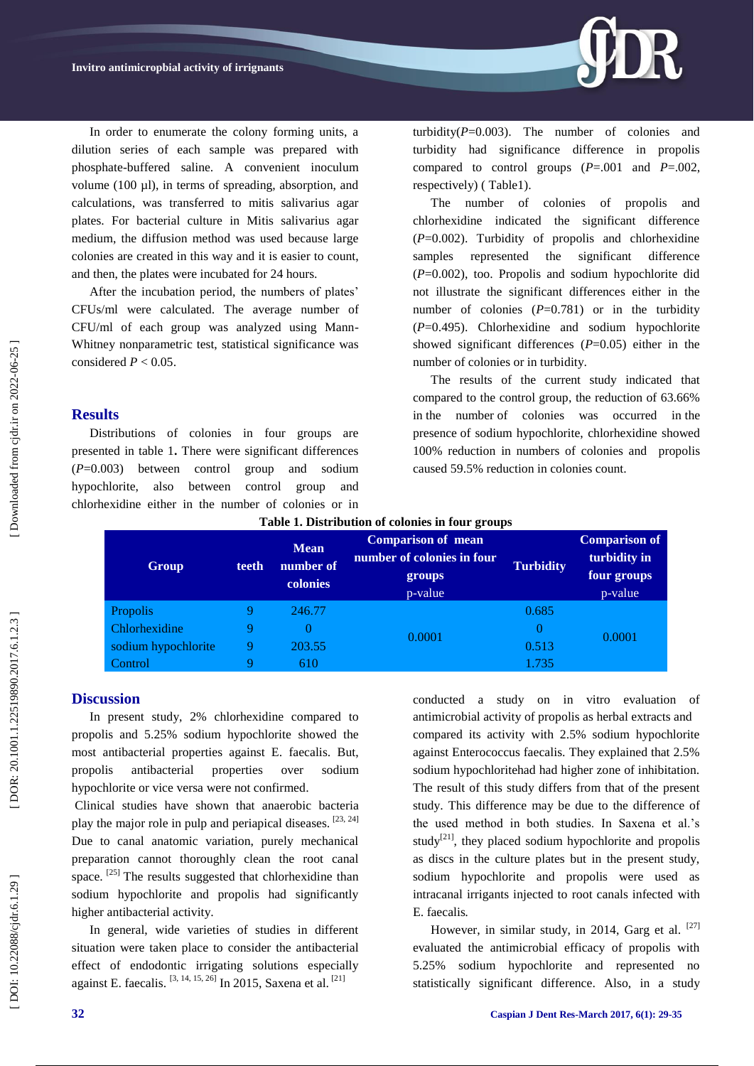In order to enumerate the colony forming units, a dilution series of each sample was prepared with phosphate-buffered saline. A convenient inoculum volume (100 µl), in terms of spreading, absorption, and calculations, was transferred to mitis salivarius agar plates. For bacterial culture in Mitis salivarius agar medium, the diffusion method was used because large colonies are created in this way and it is easier to count, and then, the plates were incubated for 24 hours.

After the incubation period, the numbers of plates' CFUs/ml were calculated. The average number of CFU/ml of each group was analyzed using Mann-Whitney nonparametric test, statistical significance was considered $P < 0.05$.

## Results

Distributions of colonies in four groups are presented in table 1. There were significant differences ($P$=0.003) between control group and sodium hypochlorite, also between control group and chlorhexidine either in the number of colonies or in turbidity($P$=0.003). The number of colonies and turbidity had significance difference in propolis compared to control groups ($P$=.001 and $P$=.002, respectively) ( Table1).

The number of colonies of propolis and chlorhexidine indicated the significant difference ($P$=0.002). Turbidity of propolis and chlorhexidine samples represented the significant difference ($P$=0.002), too. Propolis and sodium hypochlorite did not illustrate the significant differences either in the number of colonies ($P$=0.781) or in the turbidity ($P$=0.495). Chlorhexidine and sodium hypochlorite showed significant differences ($P$=0.05) either in the number of colonies or in turbidity.

The results of the current study indicated that compared to the control group, the reduction of 63.66% in the number of colonies was occurred in the presence of sodium hypochlorite, chlorhexidine showed 100% reduction in numbers of colonies and propolis caused 59.5% reduction in colonies count.

**Table 1. Distribution of colonies in four groups**

| Group | teeth | Mean number of colonies | Comparison of mean number of colonies in four groups p-value | Turbidity | Comparison of turbidity in four groups p-value |
|---|---|---|---|---|---|
| Propolis | 9 | 246.77 | 0.0001 | 0.685 | 0.0001 |
| Chlorhexidine | 9 | 0 | | 0 | |
| sodium hypochlorite | 9 | 203.55 | | 0.513 | |
| Control | 9 | 610 | | 1.735 | |

## Discussion

In present study, 2% chlorhexidine compared to propolis and 5.25% sodium hypochlorite showed the most antibacterial properties against E. faecalis. But, propolis antibacterial properties over sodium hypochlorite or vice versa were not confirmed.

Clinical studies have shown that anaerobic bacteria play the major role in pulp and periapical diseases. [23, 24] Due to canal anatomic variation, purely mechanical preparation cannot thoroughly clean the root canal space. [25] The results suggested that chlorhexidine than sodium hypochlorite and propolis had significantly higher antibacterial activity.

In general, wide varieties of studies in different situation were taken place to consider the antibacterial effect of endodontic irrigating solutions especially against E. faecalis. [3, 14, 15, 26] In 2015, Saxena et al. [21] conducted a study on in vitro evaluation of antimicrobial activity of propolis as herbal extracts and compared its activity with 2.5% sodium hypochlorite against Enterococcus faecalis. They explained that 2.5% sodium hypochloritehad had higher zone of inhibitation. The result of this study differs from that of the present study. This difference may be due to the difference of the used method in both studies. In Saxena et al.'s study[21], they placed sodium hypochlorite and propolis as discs in the culture plates but in the present study, sodium hypochlorite and propolis were used as intracanal irrigants injected to root canals infected with E. faecalis.

However, in similar study, in 2014, Garg et al. [27] evaluated the antimicrobial efficacy of propolis with 5.25% sodium hypochlorite and represented no statistically significant difference. Also, in a study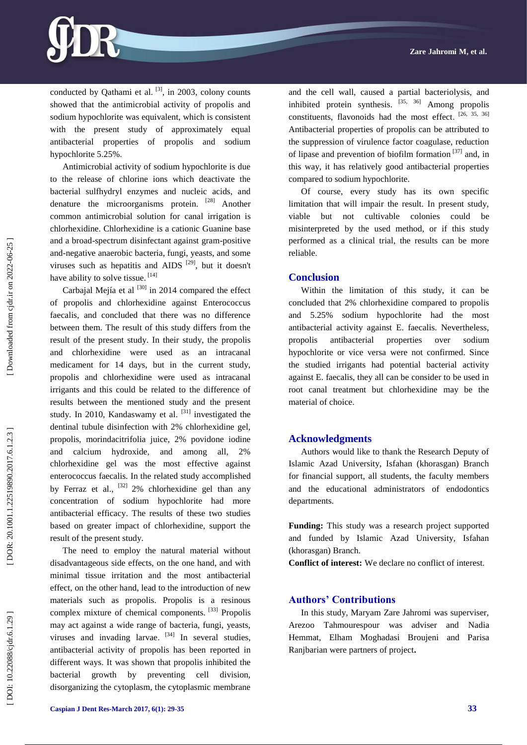conducted by Qathami et al. [3], in 2003, colony counts showed that the antimicrobial activity of propolis and sodium hypochlorite was equivalent, which is consistent with the present study of approximately equal antibacterial properties of propolis and sodium hypochlorite 5.25%.

Antimicrobial activity of sodium hypochlorite is due to the release of chlorine ions which deactivate the bacterial sulfhydryl enzymes and nucleic acids, and denature the microorganisms protein. [28] Another common antimicrobial solution for canal irrigation is chlorhexidine. Chlorhexidine is a cationic Guanine base and a broad-spectrum disinfectant against gram-positive and-negative anaerobic bacteria, fungi, yeasts, and some viruses such as hepatitis and AIDS [29], but it doesn't have ability to solve tissue. [14]

Carbajal Mejía et al [30] in 2014 compared the effect of propolis and chlorhexidine against Enterococcus faecalis, and concluded that there was no difference between them. The result of this study differs from the result of the present study. In their study, the propolis and chlorhexidine were used as an intracanal medicament for 14 days, but in the current study, propolis and chlorhexidine were used as intracanal irrigants and this could be related to the difference of results between the mentioned study and the present study. In 2010, Kandaswamy et al. [31] investigated the dentinal tubule disinfection with 2% chlorhexidine gel, propolis, morindacitrifolia juice, 2% povidone iodine and calcium hydroxide, and among all, 2% chlorhexidine gel was the most effective against enterococcus faecalis. In the related study accomplished by Ferraz et al., [32] 2% chlorhexidine gel than any concentration of sodium hypochlorite had more antibacterial efficacy. The results of these two studies based on greater impact of chlorhexidine, support the result of the present study.

The need to employ the natural material without disadvantageous side effects, on the one hand, and with minimal tissue irritation and the most antibacterial effect, on the other hand, lead to the introduction of new materials such as propolis. Propolis is a resinous complex mixture of chemical components. [33] Propolis may act against a wide range of bacteria, fungi, yeasts, viruses and invading larvae. [34] In several studies, antibacterial activity of propolis has been reported in different ways. It was shown that propolis inhibited the bacterial growth by preventing cell division, disorganizing the cytoplasm, the cytoplasmic membrane and the cell wall, caused a partial bacteriolysis, and inhibited protein synthesis. [35, 36] Among propolis constituents, flavonoids had the most effect. [26, 35, 36] Antibacterial properties of propolis can be attributed to the suppression of virulence factor coagulase, reduction of lipase and prevention of biofilm formation [37] and, in this way, it has relatively good antibacterial properties compared to sodium hypochlorite.

Of course, every study has its own specific limitation that will impair the result. In present study, viable but not cultivable colonies could be misinterpreted by the used method, or if this study performed as a clinical trial, the results can be more reliable.

## Conclusion

Within the limitation of this study, it can be concluded that 2% chlorhexidine compared to propolis and 5.25% sodium hypochlorite had the most antibacterial activity against E. faecalis. Nevertheless, propolis antibacterial properties over sodium hypochlorite or vice versa were not confirmed. Since the studied irrigants had potential bacterial activity against E. faecalis, they all can be consider to be used in root canal treatment but chlorhexidine may be the material of choice.

## Acknowledgments

Authors would like to thank the Research Deputy of Islamic Azad University, Isfahan (khorasgan) Branch for financial support, all students, the faculty members and the educational administrators of endodontics departments.

**Funding:** This study was a research project supported and funded by Islamic Azad University, Isfahan (khorasgan) Branch.

**Conflict of interest:** We declare no conflict of interest.

## Authors' Contributions

In this study, Maryam Zare Jahromi was superviser, Arezoo Tahmourespour was adviser and Nadia Hemmat, Elham Moghadasi Broujeni and Parisa Ranjbarian were partners of project.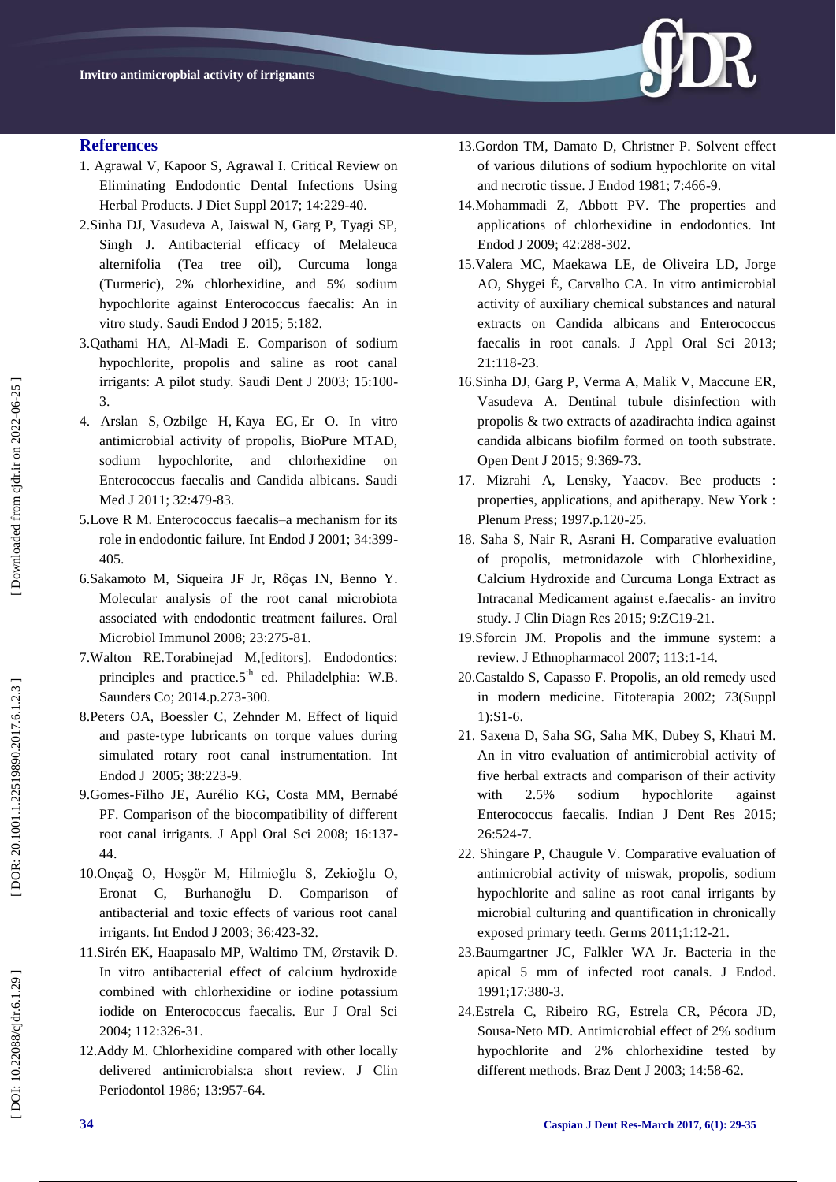## References

1. Agrawal V, Kapoor S, Agrawal I. Critical Review on Eliminating Endodontic Dental Infections Using Herbal Products. J Diet Suppl 2017; 14:229-40.
2. Sinha DJ, Vasudeva A, Jaiswal N, Garg P, Tyagi SP, Singh J. Antibacterial efficacy of Melaleuca alternifolia (Tea tree oil), Curcuma longa (Turmeric), 2% chlorhexidine, and 5% sodium hypochlorite against Enterococcus faecalis: An in vitro study. Saudi Endod J 2015; 5:182.
3. Qathami HA, Al-Madi E. Comparison of sodium hypochlorite, propolis and saline as root canal irrigants: A pilot study. Saudi Dent J 2003; 15:100-3.
4. Arslan S, Ozbilge H, Kaya EG, Er O. In vitro antimicrobial activity of propolis, BioPure MTAD, sodium hypochlorite, and chlorhexidine on Enterococcus faecalis and Candida albicans. Saudi Med J 2011; 32:479-83.
5. Love R M. Enterococcus faecalis–a mechanism for its role in endodontic failure. Int Endod J 2001; 34:399-405.
6. Sakamoto M, Siqueira JF Jr, Rôças IN, Benno Y. Molecular analysis of the root canal microbiota associated with endodontic treatment failures. Oral Microbiol Immunol 2008; 23:275-81.
7. Walton RE.Torabinejad M,[editors]. Endodontics: principles and practice.5th ed. Philadelphia: W.B. Saunders Co; 2014.p.273-300.
8. Peters OA, Boessler C, Zehnder M. Effect of liquid and paste-type lubricants on torque values during simulated rotary root canal instrumentation. Int Endod J 2005; 38:223-9.
9. Gomes-Filho JE, Aurélio KG, Costa MM, Bernabé PF. Comparison of the biocompatibility of different root canal irrigants. J Appl Oral Sci 2008; 16:137-44.
10. Onçağ O, Hoşgör M, Hilmioğlu S, Zekioğlu O, Eronat C, Burhanoğlu D. Comparison of antibacterial and toxic effects of various root canal irrigants. Int Endod J 2003; 36:423-32.
11. Sirén EK, Haapasalo MP, Waltimo TM, Ørstavik D. In vitro antibacterial effect of calcium hydroxide combined with chlorhexidine or iodine potassium iodide on Enterococcus faecalis. Eur J Oral Sci 2004; 112:326-31.
12. Addy M. Chlorhexidine compared with other locally delivered antimicrobials:a short review. J Clin Periodontol 1986; 13:957-64.
13. Gordon TM, Damato D, Christner P. Solvent effect of various dilutions of sodium hypochlorite on vital and necrotic tissue. J Endod 1981; 7:466-9.
14. Mohammadi Z, Abbott PV. The properties and applications of chlorhexidine in endodontics. Int Endod J 2009; 42:288-302.
15. Valera MC, Maekawa LE, de Oliveira LD, Jorge AO, Shygei É, Carvalho CA. In vitro antimicrobial activity of auxiliary chemical substances and natural extracts on Candida albicans and Enterococcus faecalis in root canals. J Appl Oral Sci 2013; 21:118-23.
16. Sinha DJ, Garg P, Verma A, Malik V, Maccune ER, Vasudeva A. Dentinal tubule disinfection with propolis & two extracts of azadirachta indica against candida albicans biofilm formed on tooth substrate. Open Dent J 2015; 9:369-73.
17. Mizrahi A, Lensky, Yaacov. Bee products : properties, applications, and apitherapy. New York : Plenum Press; 1997.p.120-25.
18. Saha S, Nair R, Asrani H. Comparative evaluation of propolis, metronidazole with Chlorhexidine, Calcium Hydroxide and Curcuma Longa Extract as Intracanal Medicament against e.faecalis- an invitro study. J Clin Diagn Res 2015; 9:ZC19-21.
19. Sforcin JM. Propolis and the immune system: a review. J Ethnopharmacol 2007; 113:1-14.
20. Castaldo S, Capasso F. Propolis, an old remedy used in modern medicine. Fitoterapia 2002; 73(Suppl 1):S1-6.
21. Saxena D, Saha SG, Saha MK, Dubey S, Khatri M. An in vitro evaluation of antimicrobial activity of five herbal extracts and comparison of their activity with 2.5% sodium hypochlorite against Enterococcus faecalis. Indian J Dent Res 2015; 26:524-7.
22. Shingare P, Chaugule V. Comparative evaluation of antimicrobial activity of miswak, propolis, sodium hypochlorite and saline as root canal irrigants by microbial culturing and quantification in chronically exposed primary teeth. Germs 2011;1:12-21.
23. Baumgartner JC, Falkler WA Jr. Bacteria in the apical 5 mm of infected root canals. J Endod. 1991;17:380-3.
24. Estrela C, Ribeiro RG, Estrela CR, Pécora JD, Sousa-Neto MD. Antimicrobial effect of 2% sodium hypochlorite and 2% chlorhexidine tested by different methods. Braz Dent J 2003; 14:58-62.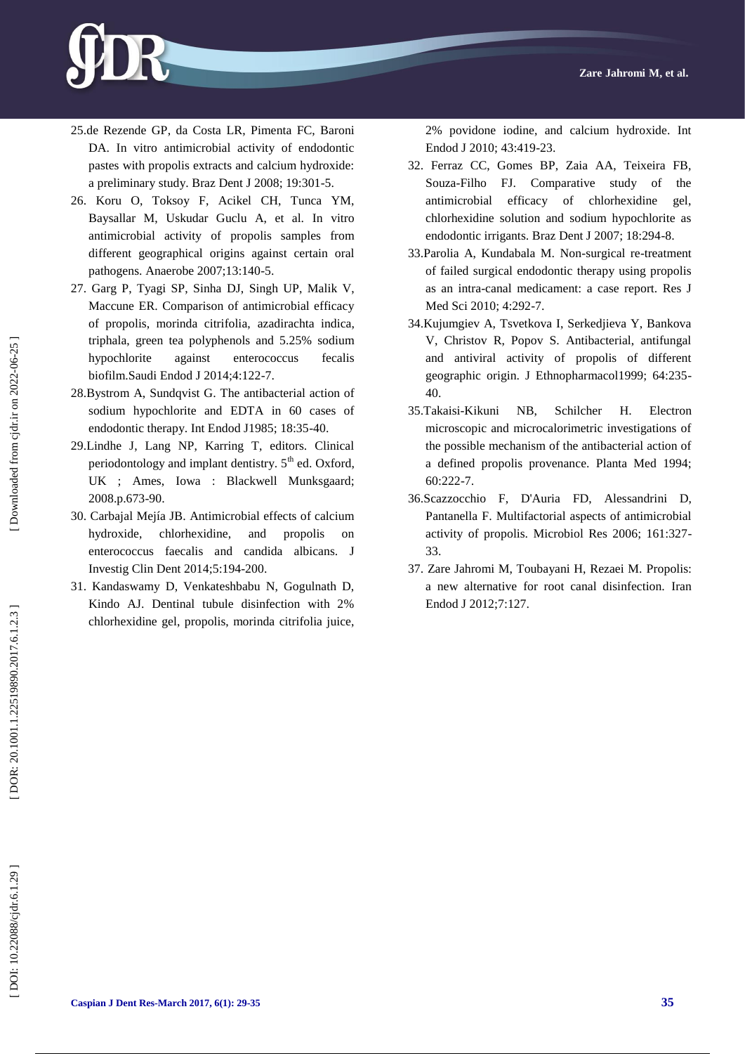25. de Rezende GP, da Costa LR, Pimenta FC, Baroni DA. In vitro antimicrobial activity of endodontic pastes with propolis extracts and calcium hydroxide: a preliminary study. Braz Dent J 2008; 19:301-5.
26. Koru O, Toksoy F, Acikel CH, Tunca YM, Baysallar M, Uskudar Guclu A, et al. In vitro antimicrobial activity of propolis samples from different geographical origins against certain oral pathogens. Anaerobe 2007;13:140-5.
27. Garg P, Tyagi SP, Sinha DJ, Singh UP, Malik V, Maccune ER. Comparison of antimicrobial efficacy of propolis, morinda citrifolia, azadirachta indica, triphala, green tea polyphenols and 5.25% sodium hypochlorite against enterococcus fecalis biofilm.Saudi Endod J 2014;4:122-7.
28. Bystrom A, Sundqvist G. The antibacterial action of sodium hypochlorite and EDTA in 60 cases of endodontic therapy. Int Endod J1985; 18:35-40.
29. Lindhe J, Lang NP, Karring T, editors. Clinical periodontology and implant dentistry. 5th ed. Oxford, UK ; Ames, Iowa : Blackwell Munksgaard; 2008.p.673-90.
30. Carbajal Mejía JB. Antimicrobial effects of calcium hydroxide, chlorhexidine, and propolis on enterococcus faecalis and candida albicans. J Investig Clin Dent 2014;5:194-200.
31. Kandaswamy D, Venkateshbabu N, Gogulnath D, Kindo AJ. Dentinal tubule disinfection with 2% chlorhexidine gel, propolis, morinda citrifolia juice, 2% povidone iodine, and calcium hydroxide. Int Endod J 2010; 43:419-23.
32. Ferraz CC, Gomes BP, Zaia AA, Teixeira FB, Souza-Filho FJ. Comparative study of the antimicrobial efficacy of chlorhexidine gel, chlorhexidine solution and sodium hypochlorite as endodontic irrigants. Braz Dent J 2007; 18:294-8.
33. Parolia A, Kundabala M. Non-surgical re-treatment of failed surgical endodontic therapy using propolis as an intra-canal medicament: a case report. Res J Med Sci 2010; 4:292-7.
34. Kujumgiev A, Tsvetkova I, Serkedjieva Y, Bankova V, Christov R, Popov S. Antibacterial, antifungal and antiviral activity of propolis of different geographic origin. J Ethnopharmacol1999; 64:235-40.
35. Takaisi-Kikuni NB, Schilcher H. Electron microscopic and microcalorimetric investigations of the possible mechanism of the antibacterial action of a defined propolis provenance. Planta Med 1994; 60:222-7.
36. Scazzocchio F, D'Auria FD, Alessandrini D, Pantanella F. Multifactorial aspects of antimicrobial activity of propolis. Microbiol Res 2006; 161:327-33.
37. Zare Jahromi M, Toubayani H, Rezaei M. Propolis: a new alternative for root canal disinfection. Iran Endod J 2012;7:127.